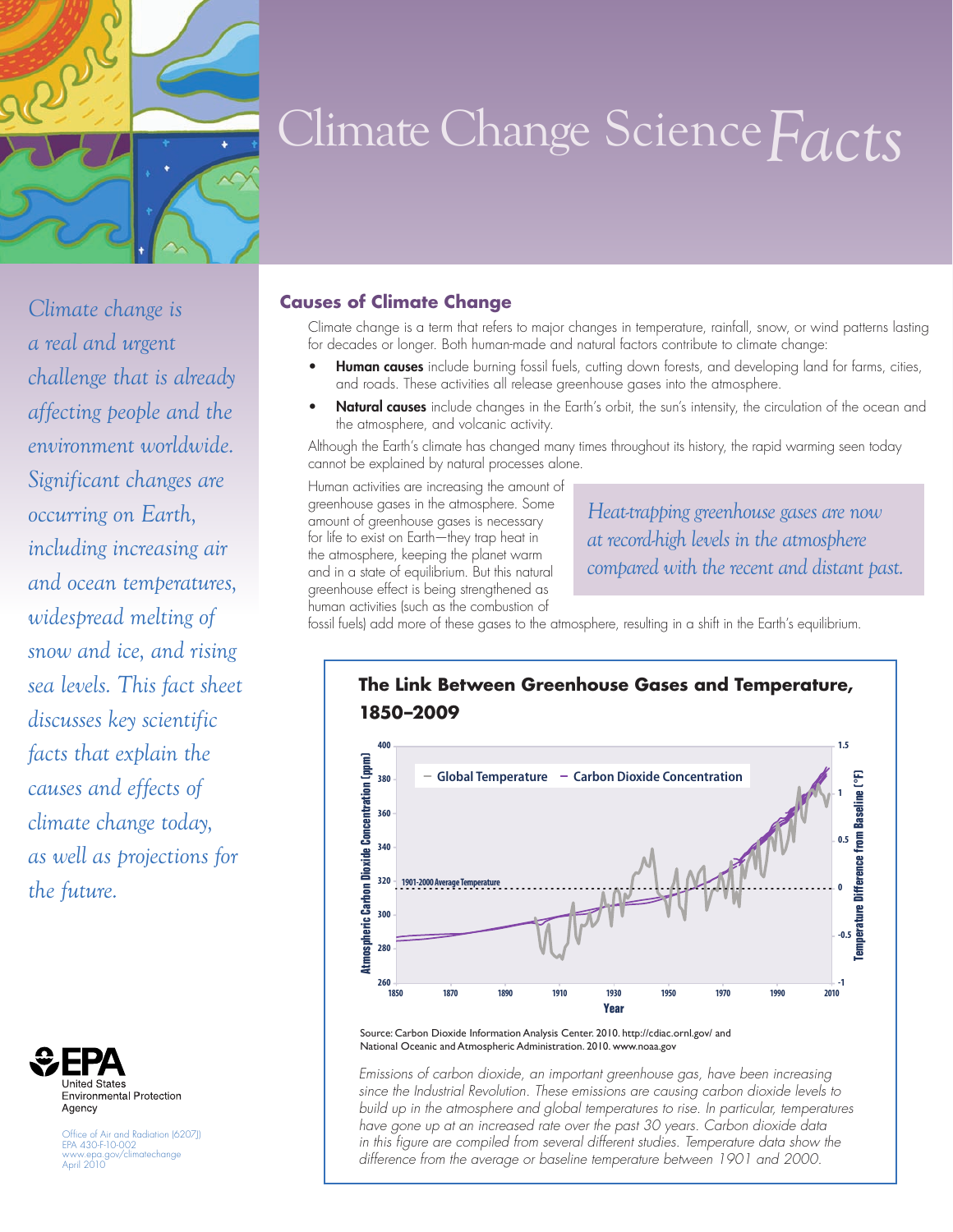# Climate Change Science *Facts*

*Climate change is a real and urgent challenge that is already affecting people and the environment worldwide. Significant changes are occurring on Earth, including increasing air and ocean temperatures, widespread melting of snow and ice, and rising sea levels. This fact sheet discusses key scientific facts that explain the causes and effects of climate change today, as well as projections for the future.*

## Causes of Climate Change

Climate change is a term that refers to major changes in temperature, rainfall, snow, or wind patterns lasting for decades or longer. Both human-made and natural factors contribute to climate change:

- **Human causes** include burning fossil fuels, cutting down forests, and developing land for farms, cities, and roads. These activities all release greenhouse gases into the atmosphere.
- **Natural causes** include changes in the Earth's orbit, the sun's intensity, the circulation of the ocean and the atmosphere, and volcanic activity.

Although the Earth's climate has changed many times throughout its history, the rapid warming seen today cannot be explained by natural processes alone.

Human activities are increasing the amount of greenhouse gases in the atmosphere. Some amount of greenhouse gases is necessary for life to exist on Earth—they trap heat in the atmosphere, keeping the planet warm and in a state of equilibrium. But this natural greenhouse effect is being strengthened as human activities (such as the combustion of fossil fuels) add more of these gases to the atmosphere, resulting in a shift in the Earth's equilibrium.

*Heat-trapping greenhouse gases are now at record-high levels in the atmosphere compared with the recent and distant past.*

### The Link Between Greenhouse Gases and Temperature, 1850–2009

Source: Carbon Dioxide Information Analysis Center. 2010. http://cdiac.ornl.gov/ and National Oceanic and Atmospheric Administration. 2010. www.noaa.gov

*Emissions of carbon dioxide, an important greenhouse gas, have been increasing since the Industrial Revolution. These emissions are causing carbon dioxide levels to build up in the atmosphere and global temperatures to rise. In particular, temperatures have gone up at an increased rate over the past 30 years. Carbon dioxide data in this figure are compiled from several different studies. Temperature data show the difference from the average or baseline temperature between 1901 and 2000.*

United States Environmental Protection Agency

Office of Air and Radiation (6207J)
EPA 430-F-10-002
www.epa.gov/climatechange
April 2010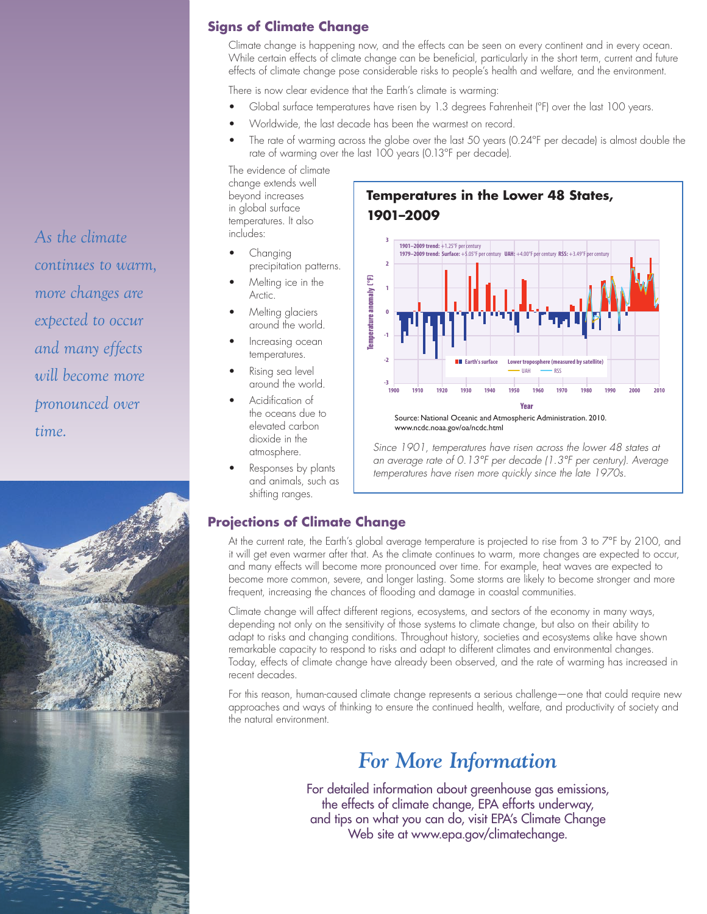## Signs of Climate Change

Climate change is happening now, and the effects can be seen on every continent and in every ocean. While certain effects of climate change can be beneficial, particularly in the short term, current and future effects of climate change pose considerable risks to people's health and welfare, and the environment.

There is now clear evidence that the Earth's climate is warming:

- Global surface temperatures have risen by 1.3 degrees Fahrenheit (°F) over the last 100 years.
- Worldwide, the last decade has been the warmest on record.
- The rate of warming across the globe over the last 50 years (0.24°F per decade) is almost double the rate of warming over the last 100 years (0.13°F per decade).

The evidence of climate change extends well beyond increases in global surface temperatures. It also includes:

- Changing precipitation patterns.
- Melting ice in the Arctic.
- Melting glaciers around the world.
- Increasing ocean temperatures.
- Rising sea level around the world.
- Acidification of the oceans due to elevated carbon dioxide in the atmosphere.
- Responses by plants and animals, such as shifting ranges.

*As the climate continues to warm, more changes are expected to occur and many effects will become more pronounced over time.*

### Temperatures in the Lower 48 States, 1901–2009

1901–2009 trend: +1.25°F per century
1979–2009 trend: Surface: +5.05°F per century UAH: +4.00°F per century RSS: +3.49°F per century

Temperature anomaly (°F)

3
2
1
0
-1
-2
-3

1900 1910 1920 1930 1940 1950 1960 1970 1980 1990 2000 2010

Year

Earth's surface

Lower troposphere (measured by satellite)
UAH
RSS

Source: National Oceanic and Atmospheric Administration. 2010. www.ncdc.noaa.gov/oa/ncdc.html

*Since 1901, temperatures have risen across the lower 48 states at an average rate of 0.13°F per decade (1.3°F per century). Average temperatures have risen more quickly since the late 1970s.*

## Projections of Climate Change

At the current rate, the Earth's global average temperature is projected to rise from 3 to 7°F by 2100, and it will get even warmer after that. As the climate continues to warm, more changes are expected to occur, and many effects will become more pronounced over time. For example, heat waves are expected to become more common, severe, and longer lasting. Some storms are likely to become stronger and more frequent, increasing the chances of flooding and damage in coastal communities.

Climate change will affect different regions, ecosystems, and sectors of the economy in many ways, depending not only on the sensitivity of those systems to climate change, but also on their ability to adapt to risks and changing conditions. Throughout history, societies and ecosystems alike have shown remarkable capacity to respond to risks and adapt to different climates and environmental changes. Today, effects of climate change have already been observed, and the rate of warming has increased in recent decades.

For this reason, human-caused climate change represents a serious challenge—one that could require new approaches and ways of thinking to ensure the continued health, welfare, and productivity of society and the natural environment.

# *For More Information*

For detailed information about greenhouse gas emissions, the effects of climate change, EPA efforts underway, and tips on what you can do, visit EPA's Climate Change Web site at www.epa.gov/climatechange.